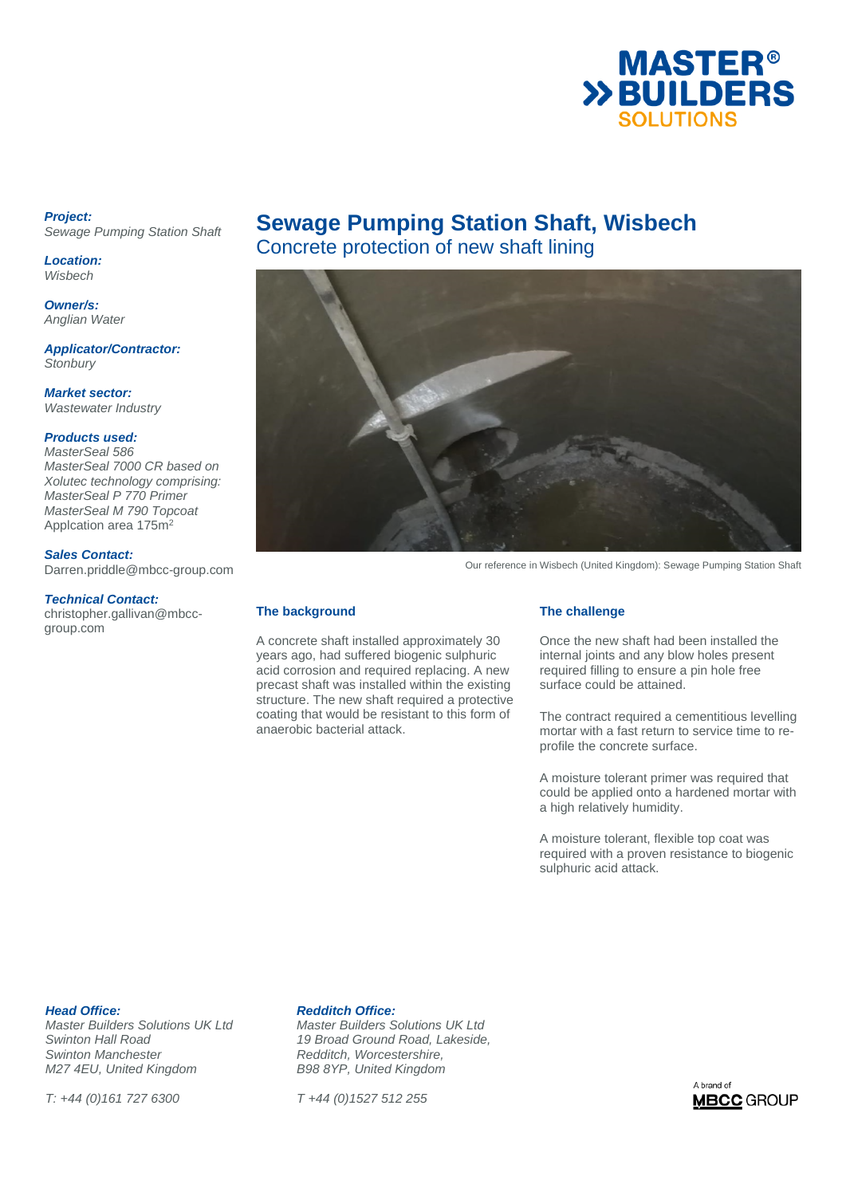# Sewage Pumping Station Shaft, Wisbech

## Concrete protection of new shaft lining

***Project:***
*Sewage Pumping Station Shaft*

***Location:***
*Wisbech*

***Owner/s:***
*Anglian Water*

***Applicator/Contractor:***
*Stonbury*

***Market sector:***
*Wastewater Industry*

***Products used:***
*MasterSeal 586*
*MasterSeal 7000 CR based on Xolutec technology comprising:*
*MasterSeal P 770 Primer*
*MasterSeal M 790 Topcoat*
Applcation area 175m$^2$

***Sales Contact:***
Darren.priddle@mbcc-group.com

***Technical Contact:***
christopher.gallivan@mbcc-group.com

Our reference in Wisbech (United Kingdom): Sewage Pumping Station Shaft

### The background

A concrete shaft installed approximately 30 years ago, had suffered biogenic sulphuric acid corrosion and required replacing. A new precast shaft was installed within the existing structure. The new shaft required a protective coating that would be resistant to this form of anaerobic bacterial attack.

### The challenge

Once the new shaft had been installed the internal joints and any blow holes present required filling to ensure a pin hole free surface could be attained.

The contract required a cementitious levelling mortar with a fast return to service time to re-profile the concrete surface.

A moisture tolerant primer was required that could be applied onto a hardened mortar with a high relatively humidity.

A moisture tolerant, flexible top coat was required with a proven resistance to biogenic sulphuric acid attack.

***Head Office:***
*Master Builders Solutions UK Ltd*
*Swinton Hall Road*
*Swinton Manchester*
*M27 4EU, United Kingdom*

*T: +44 (0)161 727 6300*

***Redditch Office:***
*Master Builders Solutions UK Ltd*
*19 Broad Ground Road, Lakeside,*
*Redditch, Worcestershire,*
*B98 8YP, United Kingdom*

*T +44 (0)1527 512 255*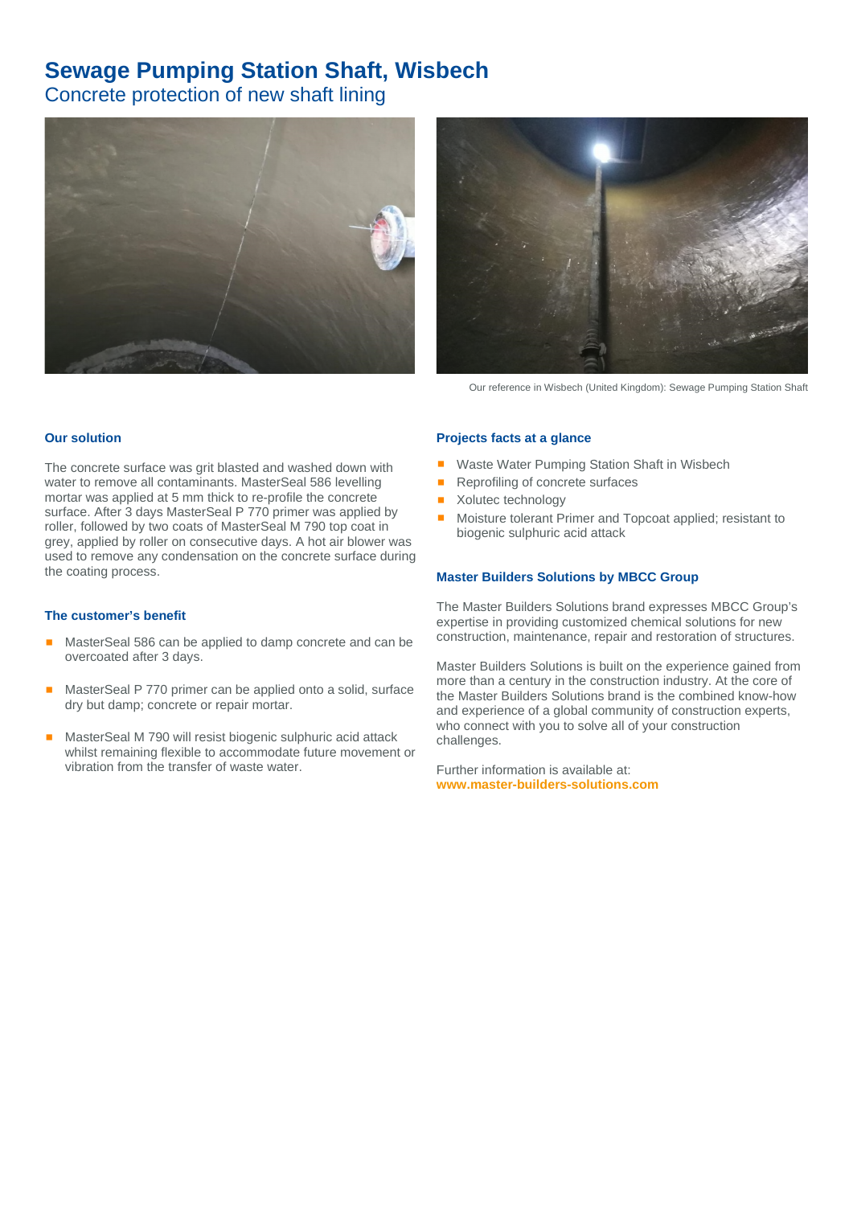# Sewage Pumping Station Shaft, Wisbech

## Concrete protection of new shaft lining

Our reference in Wisbech (United Kingdom): Sewage Pumping Station Shaft

### Our solution

The concrete surface was grit blasted and washed down with water to remove all contaminants. MasterSeal 586 levelling mortar was applied at 5 mm thick to re-profile the concrete surface. After 3 days MasterSeal P 770 primer was applied by roller, followed by two coats of MasterSeal M 790 top coat in grey, applied by roller on consecutive days. A hot air blower was used to remove any condensation on the concrete surface during the coating process.

### The customer's benefit

- MasterSeal 586 can be applied to damp concrete and can be overcoated after 3 days.
- MasterSeal P 770 primer can be applied onto a solid, surface dry but damp; concrete or repair mortar.
- MasterSeal M 790 will resist biogenic sulphuric acid attack whilst remaining flexible to accommodate future movement or vibration from the transfer of waste water.

### Projects facts at a glance

- Waste Water Pumping Station Shaft in Wisbech
- Reprofiling of concrete surfaces
- Xolutec technology
- Moisture tolerant Primer and Topcoat applied; resistant to biogenic sulphuric acid attack

### Master Builders Solutions by MBCC Group

The Master Builders Solutions brand expresses MBCC Group's expertise in providing customized chemical solutions for new construction, maintenance, repair and restoration of structures.

Master Builders Solutions is built on the experience gained from more than a century in the construction industry. At the core of the Master Builders Solutions brand is the combined know-how and experience of a global community of construction experts, who connect with you to solve all of your construction challenges.

Further information is available at:
**www.master-builders-solutions.com**